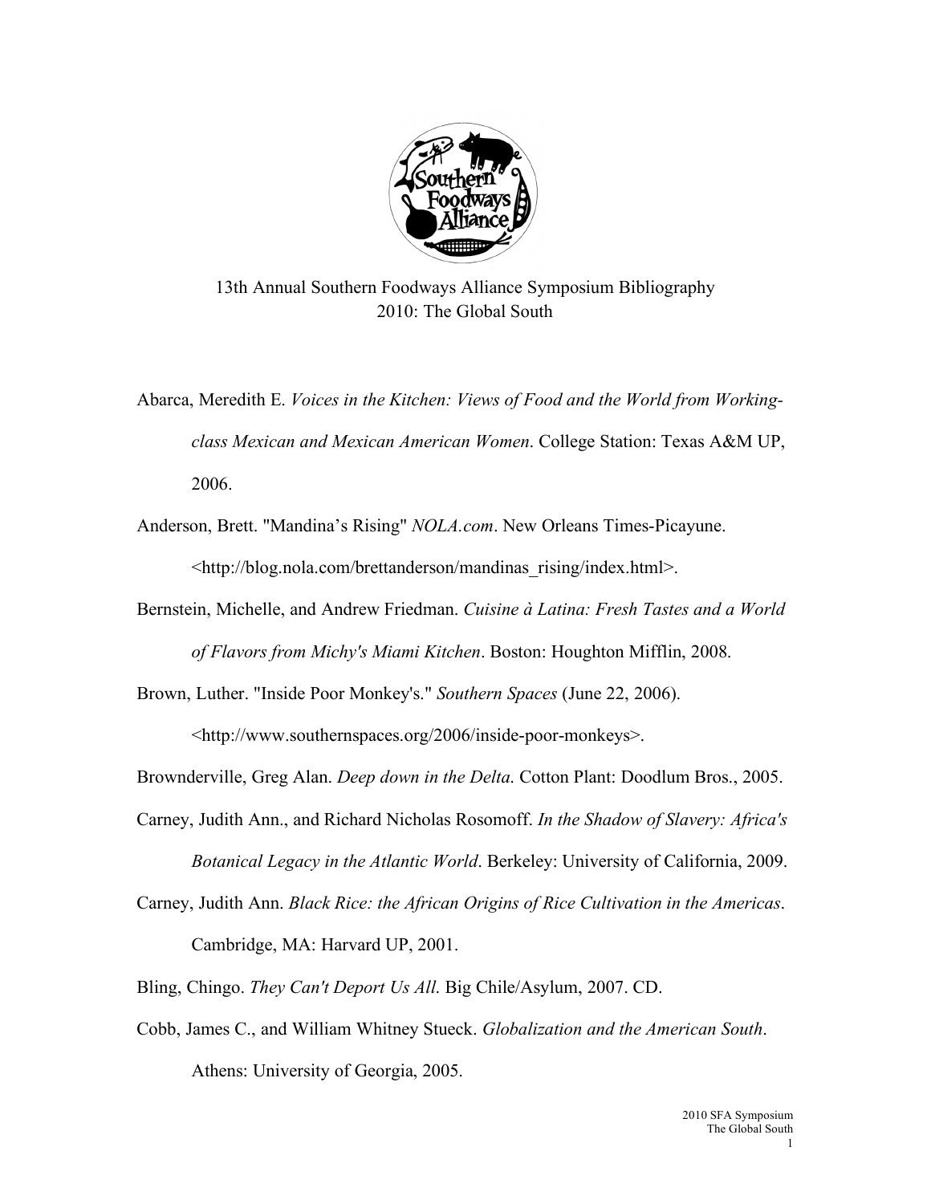# 13th Annual Southern Foodways Alliance Symposium Bibliography
## 2010: The Global South

Abarca, Meredith E. *Voices in the Kitchen: Views of Food and the World from Working-class Mexican and Mexican American Women*. College Station: Texas A&M UP, 2006.

Anderson, Brett. "Mandina's Rising" *NOLA.com*. New Orleans Times-Picayune. <http://blog.nola.com/brettanderson/mandinas_rising/index.html>.

Bernstein, Michelle, and Andrew Friedman. *Cuisine à Latina: Fresh Tastes and a World of Flavors from Michy's Miami Kitchen*. Boston: Houghton Mifflin, 2008.

Brown, Luther. "Inside Poor Monkey's." *Southern Spaces* (June 22, 2006). <http://www.southernspaces.org/2006/inside-poor-monkeys>.

Brownderville, Greg Alan. *Deep down in the Delta*. Cotton Plant: Doodlum Bros., 2005.

Carney, Judith Ann., and Richard Nicholas Rosomoff. *In the Shadow of Slavery: Africa's Botanical Legacy in the Atlantic World*. Berkeley: University of California, 2009.

Carney, Judith Ann. *Black Rice: the African Origins of Rice Cultivation in the Americas*. Cambridge, MA: Harvard UP, 2001.

Bling, Chingo. *They Can't Deport Us All*. Big Chile/Asylum, 2007. CD.

Cobb, James C., and William Whitney Stueck. *Globalization and the American South*. Athens: University of Georgia, 2005.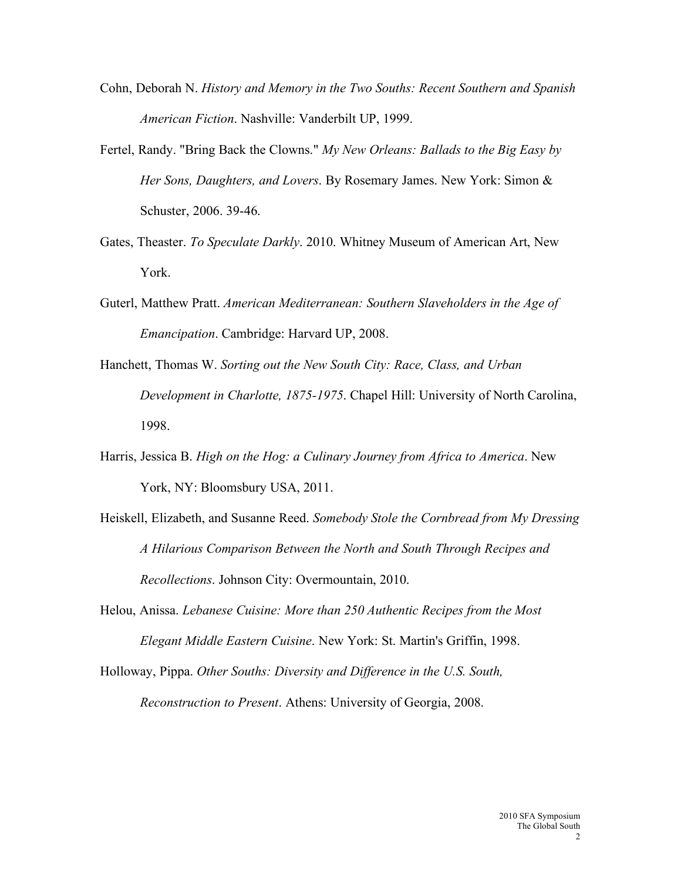Cohn, Deborah N. *History and Memory in the Two Souths: Recent Southern and Spanish American Fiction*. Nashville: Vanderbilt UP, 1999.

Fertel, Randy. "Bring Back the Clowns." *My New Orleans: Ballads to the Big Easy by Her Sons, Daughters, and Lovers*. By Rosemary James. New York: Simon & Schuster, 2006. 39-46.

Gates, Theaster. *To Speculate Darkly*. 2010. Whitney Museum of American Art, New York.

Guterl, Matthew Pratt. *American Mediterranean: Southern Slaveholders in the Age of Emancipation*. Cambridge: Harvard UP, 2008.

Hanchett, Thomas W. *Sorting out the New South City: Race, Class, and Urban Development in Charlotte, 1875-1975*. Chapel Hill: University of North Carolina, 1998.

Harris, Jessica B. *High on the Hog: a Culinary Journey from Africa to America*. New York, NY: Bloomsbury USA, 2011.

Heiskell, Elizabeth, and Susanne Reed. *Somebody Stole the Cornbread from My Dressing A Hilarious Comparison Between the North and South Through Recipes and Recollections*. Johnson City: Overmountain, 2010.

Helou, Anissa. *Lebanese Cuisine: More than 250 Authentic Recipes from the Most Elegant Middle Eastern Cuisine*. New York: St. Martin's Griffin, 1998.

Holloway, Pippa. *Other Souths: Diversity and Difference in the U.S. South, Reconstruction to Present*. Athens: University of Georgia, 2008.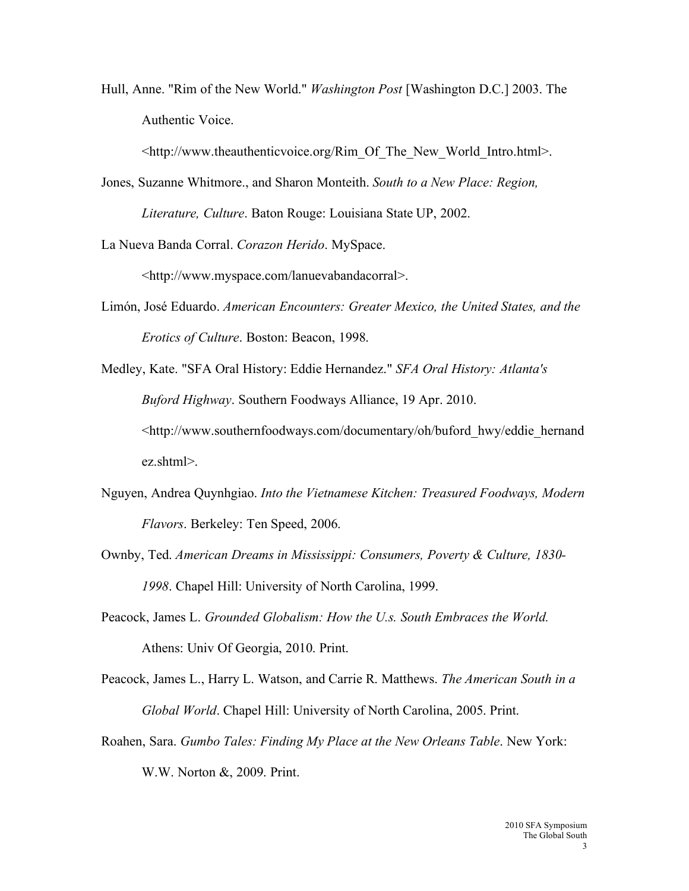Hull, Anne. "Rim of the New World." *Washington Post* [Washington D.C.] 2003. The Authentic Voice. <http://www.theauthenticvoice.org/Rim_Of_The_New_World_Intro.html>.

Jones, Suzanne Whitmore., and Sharon Monteith. *South to a New Place: Region, Literature, Culture*. Baton Rouge: Louisiana State UP, 2002.

La Nueva Banda Corral. *Corazon Herido*. MySpace. <http://www.myspace.com/lanuevabandacorral>.

Limón, José Eduardo. *American Encounters: Greater Mexico, the United States, and the Erotics of Culture*. Boston: Beacon, 1998.

Medley, Kate. "SFA Oral History: Eddie Hernandez." *SFA Oral History: Atlanta's Buford Highway*. Southern Foodways Alliance, 19 Apr. 2010. <http://www.southernfoodways.com/documentary/oh/buford_hwy/eddie_hernandez.shtml>.

Nguyen, Andrea Quynhgiao. *Into the Vietnamese Kitchen: Treasured Foodways, Modern Flavors*. Berkeley: Ten Speed, 2006.

Ownby, Ted. *American Dreams in Mississippi: Consumers, Poverty & Culture, 1830-1998*. Chapel Hill: University of North Carolina, 1999.

Peacock, James L. *Grounded Globalism: How the U.s. South Embraces the World.* Athens: Univ Of Georgia, 2010. Print.

Peacock, James L., Harry L. Watson, and Carrie R. Matthews. *The American South in a Global World*. Chapel Hill: University of North Carolina, 2005. Print.

Roahen, Sara. *Gumbo Tales: Finding My Place at the New Orleans Table*. New York: W.W. Norton &, 2009. Print.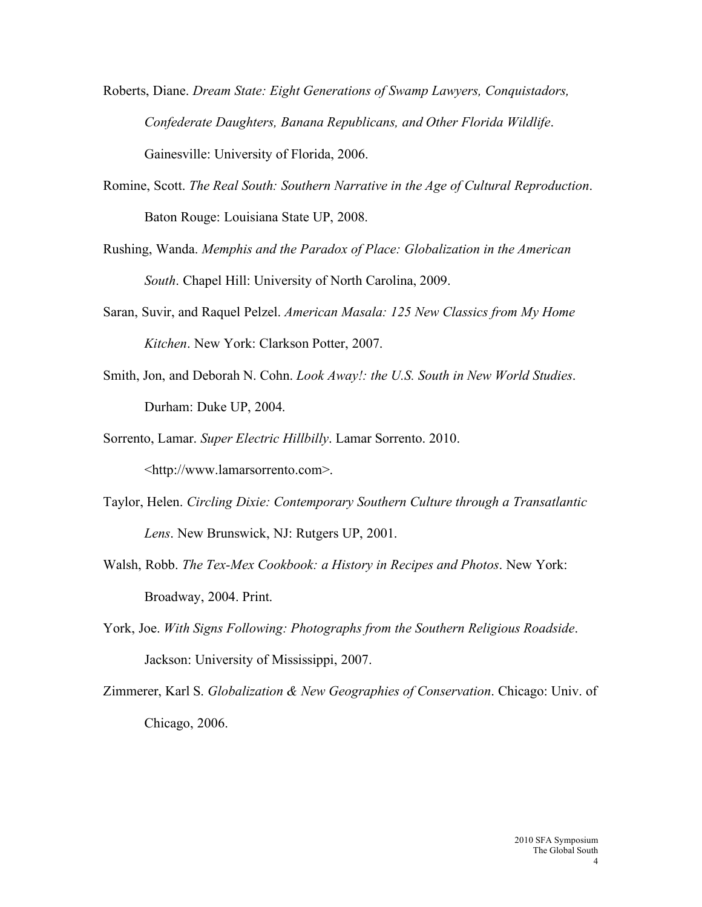Roberts, Diane. *Dream State: Eight Generations of Swamp Lawyers, Conquistadors, Confederate Daughters, Banana Republicans, and Other Florida Wildlife*. Gainesville: University of Florida, 2006.

Romine, Scott. *The Real South: Southern Narrative in the Age of Cultural Reproduction*. Baton Rouge: Louisiana State UP, 2008.

Rushing, Wanda. *Memphis and the Paradox of Place: Globalization in the American South*. Chapel Hill: University of North Carolina, 2009.

Saran, Suvir, and Raquel Pelzel. *American Masala: 125 New Classics from My Home Kitchen*. New York: Clarkson Potter, 2007.

Smith, Jon, and Deborah N. Cohn. *Look Away!: the U.S. South in New World Studies*. Durham: Duke UP, 2004.

Sorrento, Lamar. *Super Electric Hillbilly*. Lamar Sorrento. 2010. <http://www.lamarsorrento.com>.

Taylor, Helen. *Circling Dixie: Contemporary Southern Culture through a Transatlantic Lens*. New Brunswick, NJ: Rutgers UP, 2001.

Walsh, Robb. *The Tex-Mex Cookbook: a History in Recipes and Photos*. New York: Broadway, 2004. Print.

York, Joe. *With Signs Following: Photographs from the Southern Religious Roadside*. Jackson: University of Mississippi, 2007.

Zimmerer, Karl S. *Globalization & New Geographies of Conservation*. Chicago: Univ. of Chicago, 2006.